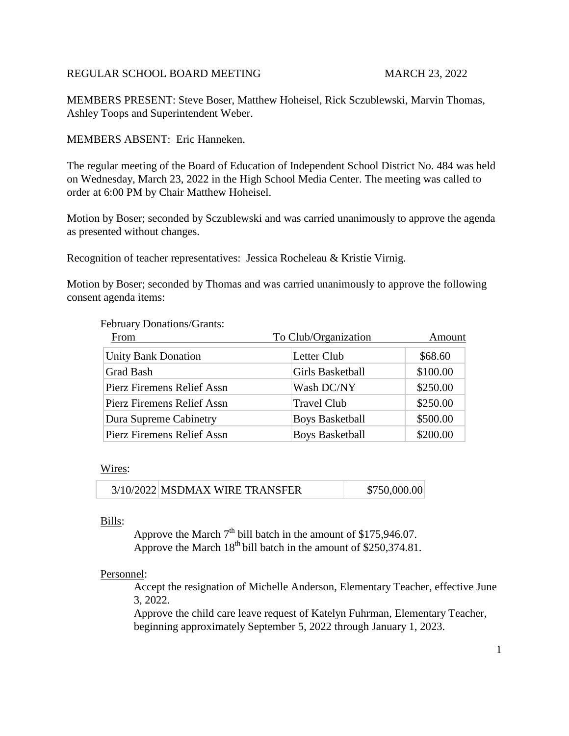REGULAR SCHOOL BOARD MEETING MARCH 23, 2022

MEMBERS PRESENT: Steve Boser, Matthew Hoheisel, Rick Sczublewski, Marvin Thomas, Ashley Toops and Superintendent Weber.

MEMBERS ABSENT: Eric Hanneken.

The regular meeting of the Board of Education of Independent School District No. 484 was held on Wednesday, March 23, 2022 in the High School Media Center. The meeting was called to order at 6:00 PM by Chair Matthew Hoheisel.

Motion by Boser; seconded by Sczublewski and was carried unanimously to approve the agenda as presented without changes.

Recognition of teacher representatives: Jessica Rocheleau & Kristie Virnig.

Motion by Boser; seconded by Thomas and was carried unanimously to approve the following consent agenda items:

February Donations/Grants:

| From | To Club/Organization | Amount |
|---|---|---|
| Unity Bank Donation | Letter Club | $68.60 |
| Grad Bash | Girls Basketball | $100.00 |
| Pierz Firemens Relief Assn | Wash DC/NY | $250.00 |
| Pierz Firemens Relief Assn | Travel Club | $250.00 |
| Dura Supreme Cabinetry | Boys Basketball | $500.00 |
| Pierz Firemens Relief Assn | Boys Basketball | $200.00 |

Wires:

| 3/10/2022 | MSDMAX WIRE TRANSFER | | $750,000.00 |
|---|---|---|---|

Bills:

Approve the March 7th bill batch in the amount of $175,946.07.
Approve the March 18th bill batch in the amount of $250,374.81.

Personnel:

Accept the resignation of Michelle Anderson, Elementary Teacher, effective June 3, 2022.
Approve the child care leave request of Katelyn Fuhrman, Elementary Teacher, beginning approximately September 5, 2022 through January 1, 2023.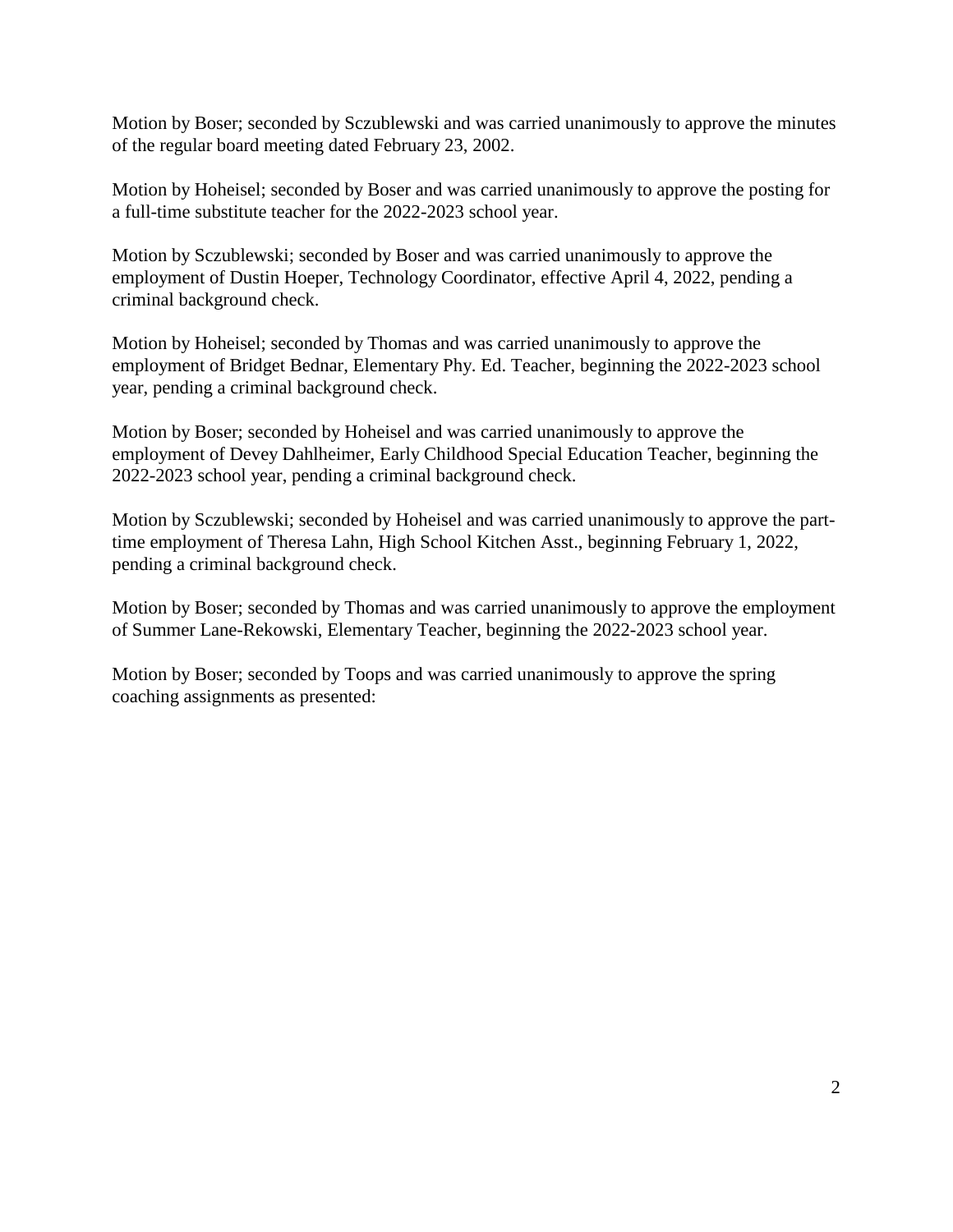Motion by Boser; seconded by Sczublewski and was carried unanimously to approve the minutes of the regular board meeting dated February 23, 2002.

Motion by Hoheisel; seconded by Boser and was carried unanimously to approve the posting for a full-time substitute teacher for the 2022-2023 school year.

Motion by Sczublewski; seconded by Boser and was carried unanimously to approve the employment of Dustin Hoeper, Technology Coordinator, effective April 4, 2022, pending a criminal background check.

Motion by Hoheisel; seconded by Thomas and was carried unanimously to approve the employment of Bridget Bednar, Elementary Phy. Ed. Teacher, beginning the 2022-2023 school year, pending a criminal background check.

Motion by Boser; seconded by Hoheisel and was carried unanimously to approve the employment of Devey Dahlheimer, Early Childhood Special Education Teacher, beginning the 2022-2023 school year, pending a criminal background check.

Motion by Sczublewski; seconded by Hoheisel and was carried unanimously to approve the part-time employment of Theresa Lahn, High School Kitchen Asst., beginning February 1, 2022, pending a criminal background check.

Motion by Boser; seconded by Thomas and was carried unanimously to approve the employment of Summer Lane-Rekowski, Elementary Teacher, beginning the 2022-2023 school year.

Motion by Boser; seconded by Toops and was carried unanimously to approve the spring coaching assignments as presented: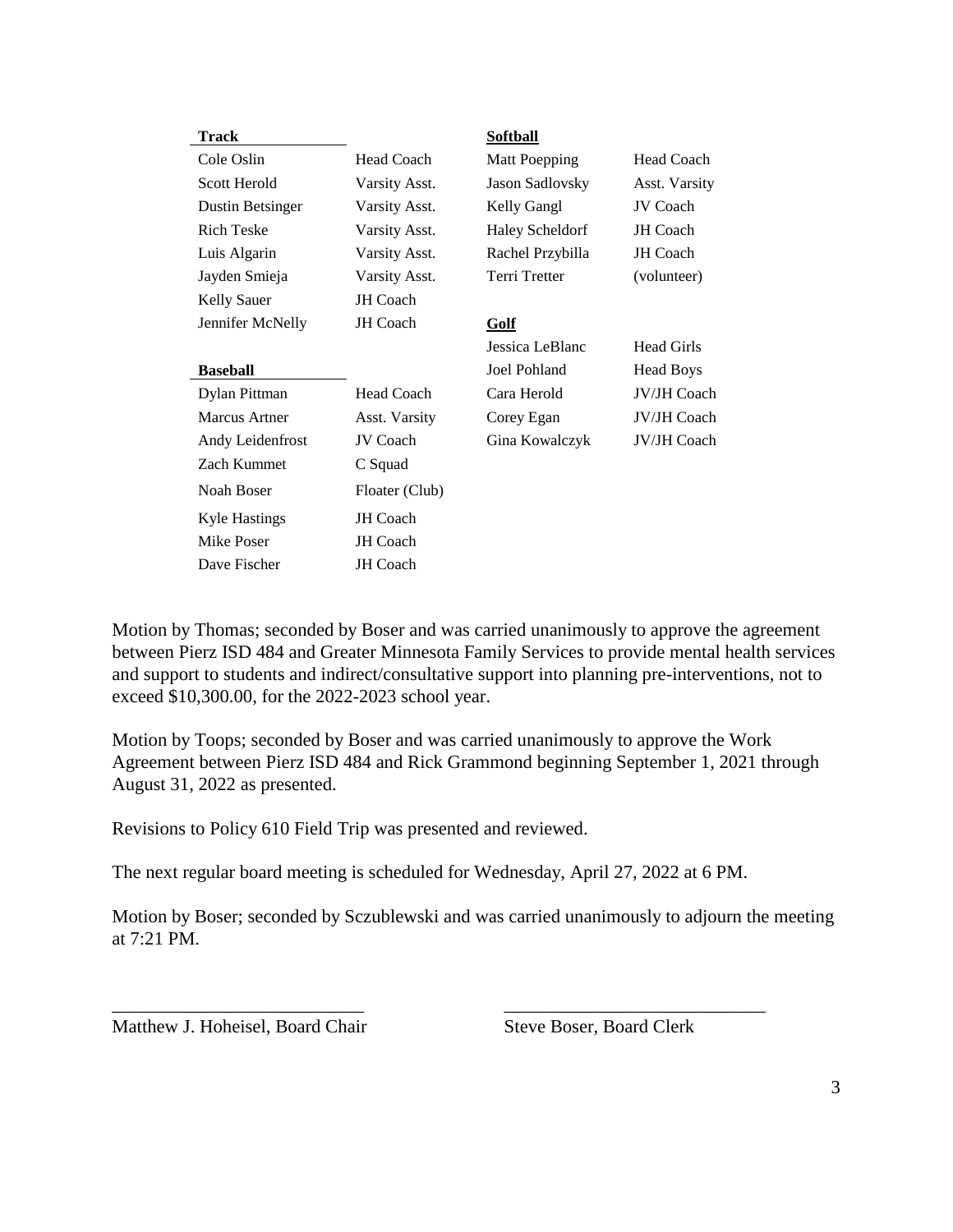| Track | | Softball | |
|---|---|---|---|
| Cole Oslin | Head Coach | Matt Poepping | Head Coach |
| Scott Herold | Varsity Asst. | Jason Sadlovsky | Asst. Varsity |
| Dustin Betsinger | Varsity Asst. | Kelly Gangl | JV Coach |
| Rich Teske | Varsity Asst. | Haley Scheldorf | JH Coach |
| Luis Algarin | Varsity Asst. | Rachel Przybilla | JH Coach |
| Jayden Smieja | Varsity Asst. | Terri Tretter | (volunteer) |
| Kelly Sauer | JH Coach | | |
| Jennifer McNelly | JH Coach | **Golf** | |
| | | Jessica LeBlanc | Head Girls |
| **Baseball** | | Joel Pohland | Head Boys |
| Dylan Pittman | Head Coach | Cara Herold | JV/JH Coach |
| Marcus Artner | Asst. Varsity | Corey Egan | JV/JH Coach |
| Andy Leidenfrost | JV Coach | Gina Kowalczyk | JV/JH Coach |
| Zach Kummet | C Squad | | |
| Noah Boser | Floater (Club) | | |
| Kyle Hastings | JH Coach | | |
| Mike Poser | JH Coach | | |
| Dave Fischer | JH Coach | | |

Motion by Thomas; seconded by Boser and was carried unanimously to approve the agreement between Pierz ISD 484 and Greater Minnesota Family Services to provide mental health services and support to students and indirect/consultative support into planning pre-interventions, not to exceed $10,300.00, for the 2022-2023 school year.

Motion by Toops; seconded by Boser and was carried unanimously to approve the Work Agreement between Pierz ISD 484 and Rick Grammond beginning September 1, 2021 through August 31, 2022 as presented.

Revisions to Policy 610 Field Trip was presented and reviewed.

The next regular board meeting is scheduled for Wednesday, April 27, 2022 at 6 PM.

Motion by Boser; seconded by Sczublewski and was carried unanimously to adjourn the meeting at 7:21 PM.

___________________________ ___________________________

Matthew J. Hoheisel, Board Chair Steve Boser, Board Clerk